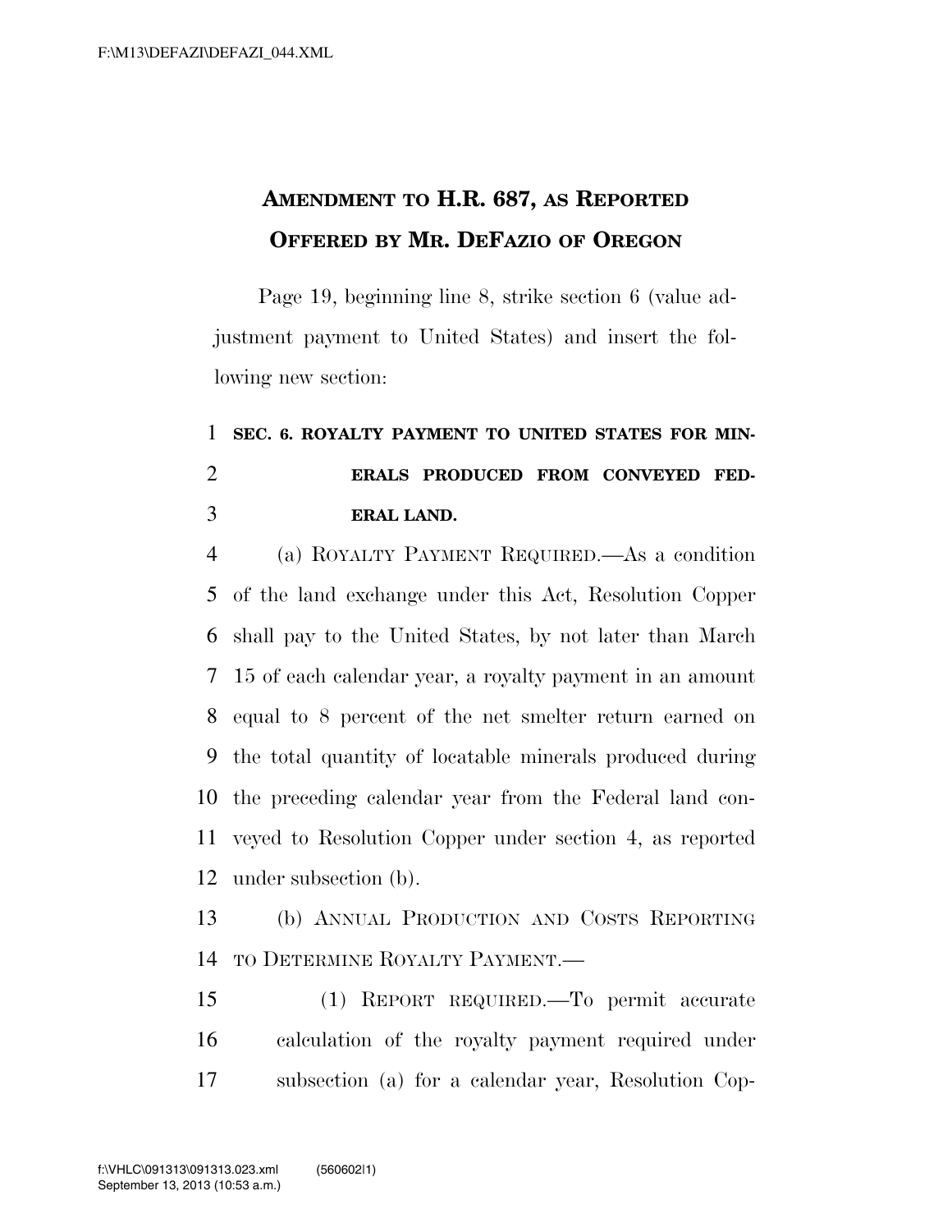# AMENDMENT TO H.R. 687, AS REPORTED OFFERED BY MR. DEFAZIO OF OREGON

Page 19, beginning line 8, strike section 6 (value adjustment payment to United States) and insert the following new section:

**SEC. 6. ROYALTY PAYMENT TO UNITED STATES FOR MINERALS PRODUCED FROM CONVEYED FEDERAL LAND.**

(a) ROYALTY PAYMENT REQUIRED.—As a condition of the land exchange under this Act, Resolution Copper shall pay to the United States, by not later than March 15 of each calendar year, a royalty payment in an amount equal to 8 percent of the net smelter return earned on the total quantity of locatable minerals produced during the preceding calendar year from the Federal land conveyed to Resolution Copper under section 4, as reported under subsection (b).

(b) ANNUAL PRODUCTION AND COSTS REPORTING TO DETERMINE ROYALTY PAYMENT.—

(1) REPORT REQUIRED.—To permit accurate calculation of the royalty payment required under subsection (a) for a calendar year, Resolution Cop-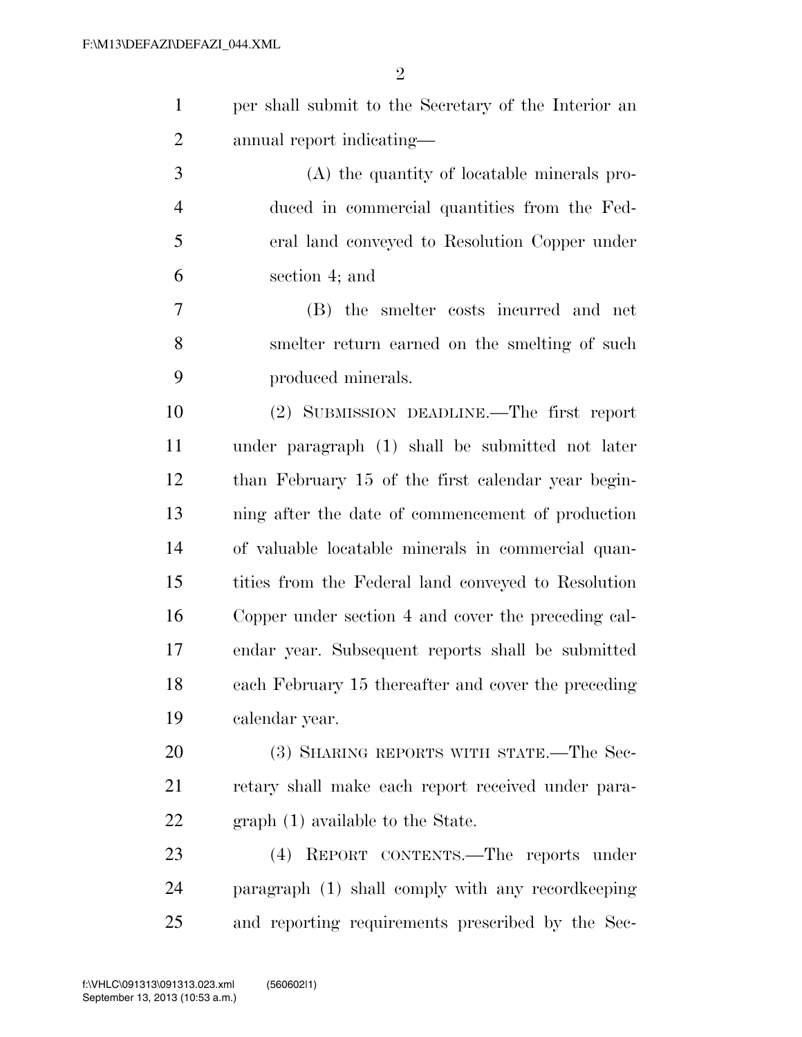per shall submit to the Secretary of the Interior an annual report indicating—

(A) the quantity of locatable minerals produced in commercial quantities from the Federal land conveyed to Resolution Copper under section 4; and

(B) the smelter costs incurred and net smelter return earned on the smelting of such produced minerals.

(2) SUBMISSION DEADLINE.—The first report under paragraph (1) shall be submitted not later than February 15 of the first calendar year beginning after the date of commencement of production of valuable locatable minerals in commercial quantities from the Federal land conveyed to Resolution Copper under section 4 and cover the preceding calendar year. Subsequent reports shall be submitted each February 15 thereafter and cover the preceding calendar year.

(3) SHARING REPORTS WITH STATE.—The Secretary shall make each report received under paragraph (1) available to the State.

(4) REPORT CONTENTS.—The reports under paragraph (1) shall comply with any recordkeeping and reporting requirements prescribed by the Sec-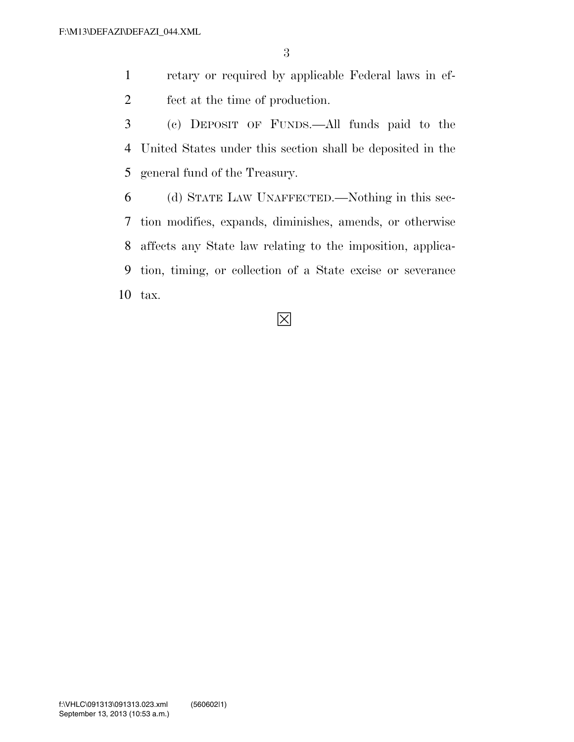retary or required by applicable Federal laws in effect at the time of production.

(c) DEPOSIT OF FUNDS.—All funds paid to the United States under this section shall be deposited in the general fund of the Treasury.

(d) STATE LAW UNAFFECTED.—Nothing in this section modifies, expands, diminishes, amends, or otherwise affects any State law relating to the imposition, application, timing, or collection of a State excise or severance tax.